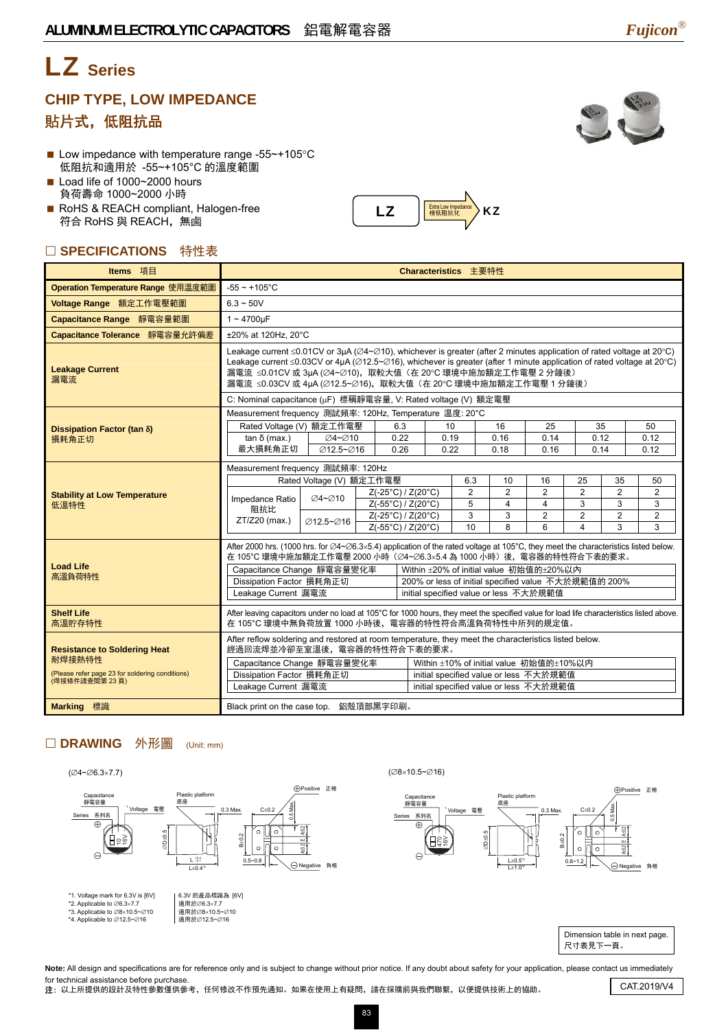# LZ Series

## CHIP TYPE, LOW IMPEDANCE
## 貼片式，低阻抗品

- Low impedance with temperature range -55~+105°C
  低阻抗和適用於 -55~+105°C 的溫度範圍
- Load life of 1000~2000 hours
  負荷壽命 1000~2000 小時
- RoHS & REACH compliant, Halogen-free
  符合 RoHS 與 REACH，無鹵

LZ → Extra Low Impedance 極低阻抗化 → KZ

## □ SPECIFICATIONS 特性表

| Items 項目 | Characteristics 主要特性 |
|---|---|
| **Operation Temperature Range** 使用溫度範圍 | -55 ~ +105°C |
| **Voltage Range** 額定工作電壓範圍 | 6.3 ~ 50V |
| **Capacitance Range** 靜電容量範圍 | 1 ~ 4700μF |
| **Capacitance Tolerance** 靜電容量允許偏差 | ±20% at 120Hz, 20°C |
| **Leakage Current** 漏電流 | Leakage current ≤0.01CV or 3μA (∅4~∅10), whichever is greater (after 2 minutes application of rated voltage at 20°C)<br>Leakage current ≤0.03CV or 4μA (∅12.5~∅16), whichever is greater (after 1 minute application of rated voltage at 20°C)<br>漏電流 ≤0.01CV 或 3μA (∅4~∅10)，取較大值（在 20°C 環境中施加額定工作電壓 2 分鐘後）<br>漏電流 ≤0.03CV 或 4μA (∅12.5~∅16)，取較大值（在 20°C 環境中施加額定工作電壓 1 分鐘後）<br>C: Nominal capacitance (μF) 標稱靜電容量, V: Rated voltage (V) 額定電壓 |
| **Dissipation Factor (tan δ)** 損耗角正切 | Measurement frequency 測試頻率: 120Hz, Temperature 溫度: 20°C (see table below) |
| **Stability at Low Temperature** 低溫特性 | Measurement frequency 測試頻率: 120Hz (see table below) |
| **Load Life** 高溫負荷特性 | After 2000 hrs. (1000 hrs. for ∅4~∅6.3×5.4) application of the rated voltage at 105°C, they meet the characteristics listed below.<br>在 105°C 環境中施加額定工作電壓 2000 小時（∅4~∅6.3×5.4 為 1000 小時）後，電容器的特性符合下表的要求。<br>Capacitance Change 靜電容量變化率: Within ±20% of initial value 初始值的±20%以內<br>Dissipation Factor 損耗角正切: 200% or less of initial specified value 不大於規範值的 200%<br>Leakage Current 漏電流: initial specified value or less 不大於規範值 |
| **Shelf Life** 高溫貯存特性 | After leaving capacitors under no load at 105°C for 1000 hours, they meet the specified value for load life characteristics listed above.<br>在 105°C 環境中無負荷放置 1000 小時後，電容器的特性符合高溫負荷特性中所列的規定值。 |
| **Resistance to Soldering Heat** 耐焊接熱特性<br>(Please refer page 23 for soldering conditions)<br>(焊接條件請查閱第 23 頁) | After reflow soldering and restored at room temperature, they meet the characteristics listed below.<br>經過回流焊並冷卻至室溫後，電容器的特性符合下表的要求。<br>Capacitance Change 靜電容量變化率: Within ±10% of initial value 初始值的±10%以內<br>Dissipation Factor 損耗角正切: initial specified value or less 不大於規範值<br>Leakage Current 漏電流: initial specified value or less 不大於規範值 |
| **Marking** 標識 | Black print on the case top. 鋁殼頂部黑字印刷。 |

**Dissipation Factor (tan δ)**

| Rated Voltage (V) 額定工作電壓 | | 6.3 | 10 | 16 | 25 | 35 | 50 |
|---|---|---|---|---|---|---|---|
| tan δ (max.) 最大損耗角正切 | ∅4~∅10 | 0.22 | 0.19 | 0.16 | 0.14 | 0.12 | 0.12 |
| | ∅12.5~∅16 | 0.26 | 0.22 | 0.18 | 0.16 | 0.14 | 0.12 |

**Stability at Low Temperature**

| Rated Voltage (V) 額定工作電壓 | | | 6.3 | 10 | 16 | 25 | 35 | 50 |
|---|---|---|---|---|---|---|---|---|
| Impedance Ratio 阻抗比 ZT/Z20 (max.) | ∅4~∅10 | Z(-25°C) / Z(20°C) | 2 | 2 | 2 | 2 | 2 | 2 |
| | | Z(-55°C) / Z(20°C) | 5 | 4 | 4 | 3 | 3 | 3 |
| | ∅12.5~∅16 | Z(-25°C) / Z(20°C) | 3 | 3 | 2 | 2 | 2 | 2 |
| | | Z(-55°C) / Z(20°C) | 10 | 8 | 6 | 4 | 3 | 3 |

## □ DRAWING 外形圖 (Unit: mm)

(∅4~∅6.3×7.7)

(∅8×10.5~∅16)

*1. Voltage mark for 6.3V is [6V] 6.3V 的產品標識為 [6V]
*2. Applicable to ∅6.3×7.7 適用於∅6.3×7.7
*3. Applicable to ∅8×10.5~∅10 適用於∅8×10.5~∅10
*4. Applicable to ∅12.5~∅16 適用於∅12.5~∅16

Dimension table in next page.
尺寸表見下一頁。

**Note:** All design and specifications are for reference only and is subject to change without prior notice. If any doubt about safety for your application, please contact us immediately for technical assistance before purchase.
**注**：以上所提供的設計及特性參數僅供參考，任何修改不作預先通知。如果在使用上有疑問，請在採購前與我們聯繫，以便提供技術上的協助。

CAT.2019/V4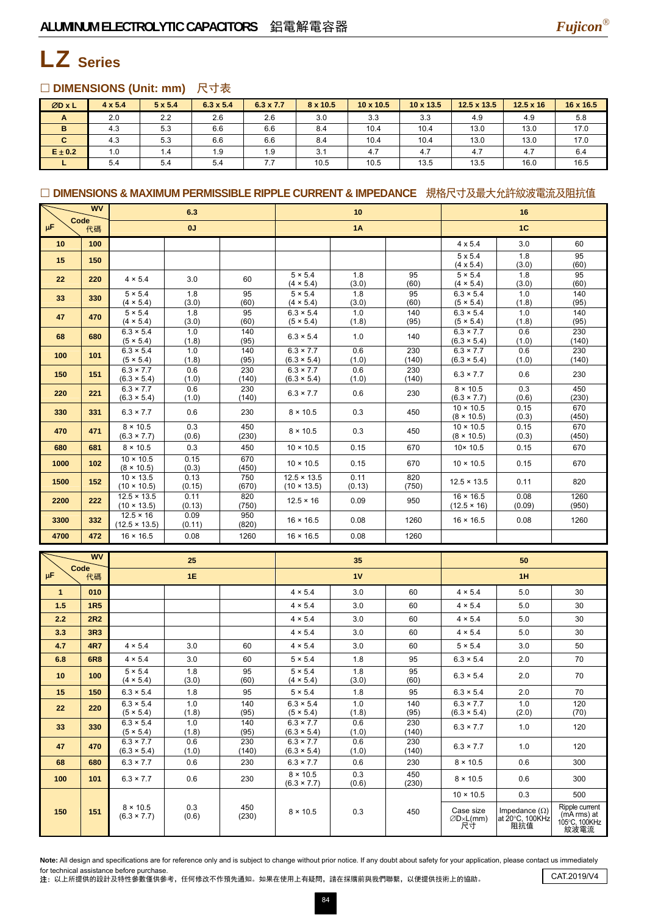# LZ Series

## □ DIMENSIONS (Unit: mm) 尺寸表

| ØD x L | 4 x 5.4 | 5 x 5.4 | 6.3 x 5.4 | 6.3 x 7.7 | 8 x 10.5 | 10 x 10.5 | 10 x 13.5 | 12.5 x 13.5 | 12.5 x 16 | 16 x 16.5 |
|---|---|---|---|---|---|---|---|---|---|---|
| A | 2.0 | 2.2 | 2.6 | 2.6 | 3.0 | 3.3 | 3.3 | 4.9 | 4.9 | 5.8 |
| B | 4.3 | 5.3 | 6.6 | 6.6 | 8.4 | 10.4 | 10.4 | 13.0 | 13.0 | 17.0 |
| C | 4.3 | 5.3 | 6.6 | 6.6 | 8.4 | 10.4 | 10.4 | 13.0 | 13.0 | 17.0 |
| E ± 0.2 | 1.0 | 1.4 | 1.9 | 1.9 | 3.1 | 4.7 | 4.7 | 4.7 | 4.7 | 6.4 |
| L | 5.4 | 5.4 | 5.4 | 7.7 | 10.5 | 10.5 | 13.5 | 13.5 | 16.0 | 16.5 |

## □ DIMENSIONS & MAXIMUM PERMISSIBLE RIPPLE CURRENT & IMPEDANCE 規格尺寸及最大允許紋波電流及阻抗值

| μF | WV / Code 代碼 | 6.3 | | | 10 | | | 16 | | |
|---|---|---|---|---|---|---|---|---|---|---|
| | | 0J | | | 1A | | | 1C | | |
| 10 | 100 | | | | | | | 4 x 5.4 | 3.0 | 60 |
| 15 | 150 | | | | | | | 5 x 5.4 (4 x 5.4) | 1.8 (3.0) | 95 (60) |
| 22 | 220 | 4 × 5.4 | 3.0 | 60 | 5 × 5.4 (4 × 5.4) | 1.8 (3.0) | 95 (60) | 5 × 5.4 (4 × 5.4) | 1.8 (3.0) | 95 (60) |
| 33 | 330 | 5 × 5.4 (4 × 5.4) | 1.8 (3.0) | 95 (60) | 5 × 5.4 (4 × 5.4) | 1.8 (3.0) | 95 (60) | 6.3 × 5.4 (5 × 5.4) | 1.0 (1.8) | 140 (95) |
| 47 | 470 | 5 × 5.4 (4 × 5.4) | 1.8 (3.0) | 95 (60) | 6.3 × 5.4 (5 × 5.4) | 1.0 (1.8) | 140 (95) | 6.3 × 5.4 (5 × 5.4) | 1.0 (1.8) | 140 (95) |
| 68 | 680 | 6.3 × 5.4 (5 × 5.4) | 1.0 (1.8) | 140 (95) | 6.3 × 5.4 | 1.0 | 140 | 6.3 × 7.7 (6.3 × 5.4) | 0.6 (1.0) | 230 (140) |
| 100 | 101 | 6.3 × 5.4 (5 × 5.4) | 1.0 (1.8) | 140 (95) | 6.3 × 7.7 (6.3 × 5.4) | 0.6 (1.0) | 230 (140) | 6.3 × 7.7 (6.3 × 5.4) | 0.6 (1.0) | 230 (140) |
| 150 | 151 | 6.3 × 7.7 (6.3 × 5.4) | 0.6 (1.0) | 230 (140) | 6.3 × 7.7 (6.3 × 5.4) | 0.6 (1.0) | 230 (140) | 6.3 × 7.7 | 0.6 | 230 |
| 220 | 221 | 6.3 × 7.7 (6.3 × 5.4) | 0.6 (1.0) | 230 (140) | 6.3 × 7.7 | 0.6 | 230 | 8 × 10.5 (6.3 × 7.7) | 0.3 (0.6) | 450 (230) |
| 330 | 331 | 6.3 × 7.7 | 0.6 | 230 | 8 × 10.5 | 0.3 | 450 | 10 × 10.5 (8 × 10.5) | 0.15 (0.3) | 670 (450) |
| 470 | 471 | 8 × 10.5 (6.3 × 7.7) | 0.3 (0.6) | 450 (230) | 8 × 10.5 | 0.3 | 450 | 10 × 10.5 (8 × 10.5) | 0.15 (0.3) | 670 (450) |
| 680 | 681 | 8 × 10.5 | 0.3 | 450 | 10 × 10.5 | 0.15 | 670 | 10× 10.5 | 0.15 | 670 |
| 1000 | 102 | 10 × 10.5 (8 × 10.5) | 0.15 (0.3) | 670 (450) | 10 × 10.5 | 0.15 | 670 | 10 × 10.5 | 0.15 | 670 |
| 1500 | 152 | 10 × 13.5 (10 × 10.5) | 0.13 (0.15) | 750 (670) | 12.5 × 13.5 (10 × 13.5) | 0.11 (0.13) | 820 (750) | 12.5 × 13.5 | 0.11 | 820 |
| 2200 | 222 | 12.5 × 13.5 (10 × 13.5) | 0.11 (0.13) | 820 (750) | 12.5 × 16 | 0.09 | 950 | 16 × 16.5 (12.5 × 16) | 0.08 (0.09) | 1260 (950) |
| 3300 | 332 | 12.5 × 16 (12.5 × 13.5) | 0.09 (0.11) | 950 (820) | 16 × 16.5 | 0.08 | 1260 | 16 × 16.5 | 0.08 | 1260 |
| 4700 | 472 | 16 × 16.5 | 0.08 | 1260 | 16 × 16.5 | 0.08 | 1260 | | | |

| μF | WV / Code 代碼 | 25 | | | 35 | | | 50 | | |
|---|---|---|---|---|---|---|---|---|---|---|
| | | 1E | | | 1V | | | 1H | | |
| 1 | 010 | | | | 4 × 5.4 | 3.0 | 60 | 4 × 5.4 | 5.0 | 30 |
| 1.5 | 1R5 | | | | 4 × 5.4 | 3.0 | 60 | 4 × 5.4 | 5.0 | 30 |
| 2.2 | 2R2 | | | | 4 × 5.4 | 3.0 | 60 | 4 × 5.4 | 5.0 | 30 |
| 3.3 | 3R3 | | | | 4 × 5.4 | 3.0 | 60 | 4 × 5.4 | 5.0 | 30 |
| 4.7 | 4R7 | 4 × 5.4 | 3.0 | 60 | 4 × 5.4 | 3.0 | 60 | 5 × 5.4 | 3.0 | 50 |
| 6.8 | 6R8 | 4 × 5.4 | 3.0 | 60 | 5 × 5.4 | 1.8 | 95 | 6.3 × 5.4 | 2.0 | 70 |
| 10 | 100 | 5 × 5.4 (4 × 5.4) | 1.8 (3.0) | 95 (60) | 5 × 5.4 (4 × 5.4) | 1.8 (3.0) | 95 (60) | 6.3 × 5.4 | 2.0 | 70 |
| 15 | 150 | 6.3 × 5.4 | 1.8 | 95 | 5 × 5.4 | 1.8 | 95 | 6.3 × 5.4 | 2.0 | 70 |
| 22 | 220 | 6.3 × 5.4 (5 × 5.4) | 1.0 (1.8) | 140 (95) | 6.3 × 5.4 (5 × 5.4) | 1.0 (1.8) | 140 (95) | 6.3 × 7.7 (6.3 × 5.4) | 1.0 (2.0) | 120 (70) |
| 33 | 330 | 6.3 × 5.4 (5 × 5.4) | 1.0 (1.8) | 140 (95) | 6.3 × 7.7 (6.3 × 5.4) | 0.6 (1.0) | 230 (140) | 6.3 × 7.7 | 1.0 | 120 |
| 47 | 470 | 6.3 × 7.7 (6.3 × 5.4) | 0.6 (1.0) | 230 (140) | 6.3 × 7.7 (6.3 × 5.4) | 0.6 (1.0) | 230 (140) | 6.3 × 7.7 | 1.0 | 120 |
| 68 | 680 | 6.3 × 7.7 | 0.6 | 230 | 6.3 × 7.7 | 0.6 | 230 | 8 × 10.5 | 0.6 | 300 |
| 100 | 101 | 6.3 × 7.7 | 0.6 | 230 | 8 × 10.5 (6.3 × 7.7) | 0.3 (0.6) | 450 (230) | 8 × 10.5 | 0.6 | 300 |
| 150 | 151 | 8 × 10.5 (6.3 × 7.7) | 0.3 (0.6) | 450 (230) | 8 × 10.5 | 0.3 | 450 | 10 × 10.5 | 0.3 | 500 |
| | | | | | | | | Case size ∅D×L(mm) 尺寸 | Impedance (Ω) at 20°C, 100KHz 阻抗值 | Ripple current (mA rms) at 105°C, 100KHz 紋波電流 |

**Note:** All design and specifications are for reference only and is subject to change without prior notice. If any doubt about safety for your application, please contact us immediately for technical assistance before purchase.
注：以上所提供的設計及特性參數僅供參考，任何修改不作預先通知。如果在使用上有疑問，請在採購前與我們聯繫，以便提供技術上的協助。

CAT.2019/V4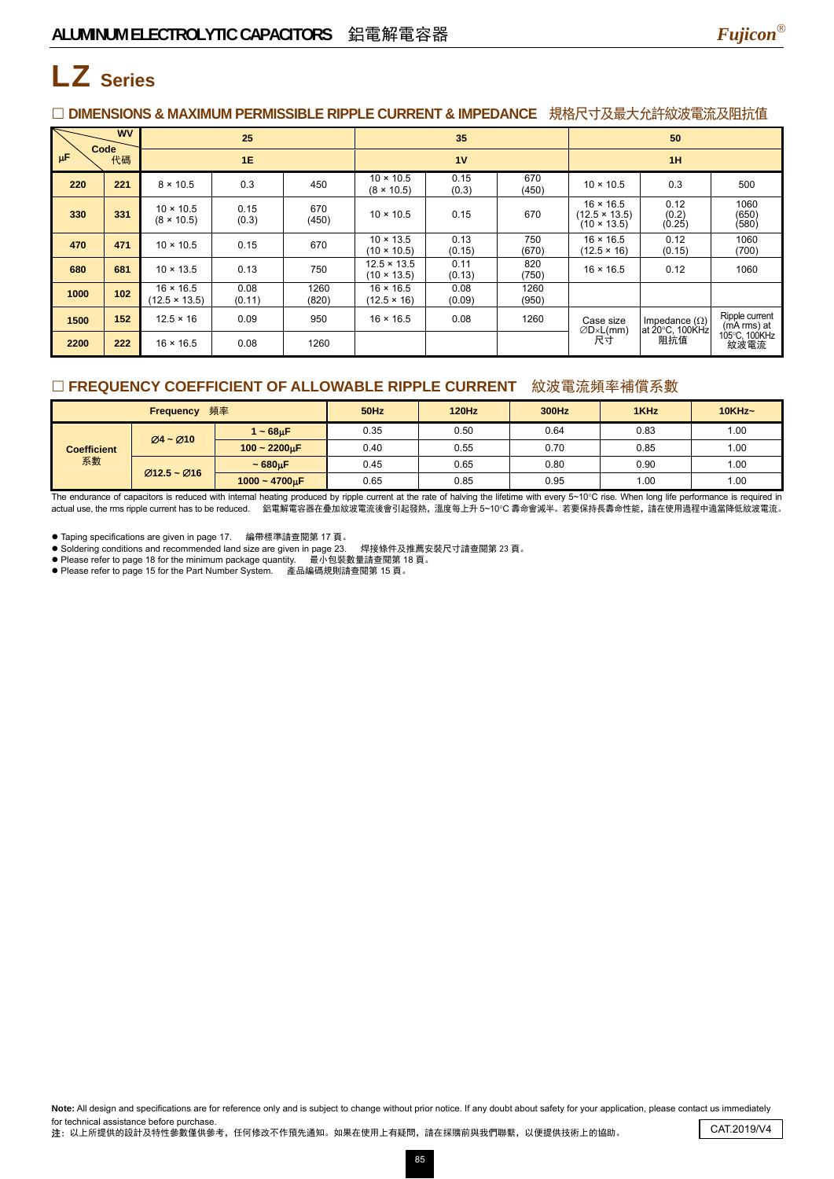# LZ Series

## □ DIMENSIONS & MAXIMUM PERMISSIBLE RIPPLE CURRENT & IMPEDANCE 規格尺寸及最大允許紋波電流及阻抗值

| μF | Code 代碼 | 25 | | | 35 | | | 50 | | |
|---|---|---|---|---|---|---|---|---|---|---|
| | WV | 1E | | | 1V | | | 1H | | |
| 220 | 221 | 8 × 10.5 | 0.3 | 450 | 10 × 10.5 (8 × 10.5) | 0.15 (0.3) | 670 (450) | 10 × 10.5 | 0.3 | 500 |
| 330 | 331 | 10 × 10.5 (8 × 10.5) | 0.15 (0.3) | 670 (450) | 10 × 10.5 | 0.15 | 670 | 16 × 16.5 (12.5 × 13.5) (10 × 13.5) | 0.12 (0.2) (0.25) | 1060 (650) (580) |
| 470 | 471 | 10 × 10.5 | 0.15 | 670 | 10 × 13.5 (10 × 10.5) | 0.13 (0.15) | 750 (670) | 16 × 16.5 (12.5 × 16) | 0.12 (0.15) | 1060 (700) |
| 680 | 681 | 10 × 13.5 | 0.13 | 750 | 12.5 × 13.5 (10 × 13.5) | 0.11 (0.13) | 820 (750) | 16 × 16.5 | 0.12 | 1060 |
| 1000 | 102 | 16 × 16.5 (12.5 × 13.5) | 0.08 (0.11) | 1260 (820) | 16 × 16.5 (12.5 × 16) | 0.08 (0.09) | 1260 (950) | | | |
| 1500 | 152 | 12.5 × 16 | 0.09 | 950 | 16 × 16.5 | 0.08 | 1260 | Case size ∅D×L(mm) 尺寸 | Impedance (Ω) at 20°C, 100KHz 阻抗值 | Ripple current (mA rms) at 105°C, 100KHz 紋波電流 |
| 2200 | 222 | 16 × 16.5 | 0.08 | 1260 | | | | | | |

## □ FREQUENCY COEFFICIENT OF ALLOWABLE RIPPLE CURRENT 紋波電流頻率補償係數

| Frequency 頻率 | | | 50Hz | 120Hz | 300Hz | 1KHz | 10KHz~ |
|---|---|---|---|---|---|---|---|
| Coefficient 係數 | ∅4 ~ ∅10 | 1 ~ 68μF | 0.35 | 0.50 | 0.64 | 0.83 | 1.00 |
| | | 100 ~ 2200μF | 0.40 | 0.55 | 0.70 | 0.85 | 1.00 |
| | ∅12.5 ~ ∅16 | ~ 680μF | 0.45 | 0.65 | 0.80 | 0.90 | 1.00 |
| | | 1000 ~ 4700μF | 0.65 | 0.85 | 0.95 | 1.00 | 1.00 |

The endurance of capacitors is reduced with internal heating produced by ripple current at the rate of halving the lifetime with every 5~10°C rise. When long life performance is required in actual use, the rms ripple current has to be reduced. 鋁電解電容器在疊加紋波電流後會引起發熱，溫度每上升 5~10°C 壽命會減半。若要保持長壽命性能，請在使用過程中適當降低紋波電流。

- Taping specifications are given in page 17. 編帶標準請查閱第 17 頁。
- Soldering conditions and recommended land size are given in page 23. 焊接條件及推薦安裝尺寸請查閱第 23 頁。
- Please refer to page 18 for the minimum package quantity. 最小包裝數量請查閱第 18 頁。
- Please refer to page 15 for the Part Number System. 產品編碼規則請查閱第 15 頁。

**Note:** All design and specifications are for reference only and is subject to change without prior notice. If any doubt about safety for your application, please contact us immediately for technical assistance before purchase.
**注**：以上所提供的設計及特性參數僅供參考，任何修改不作預先通知。如果在使用上有疑問，請在採購前與我們聯繫，以便提供技術上的協助。

CAT.2019/V4